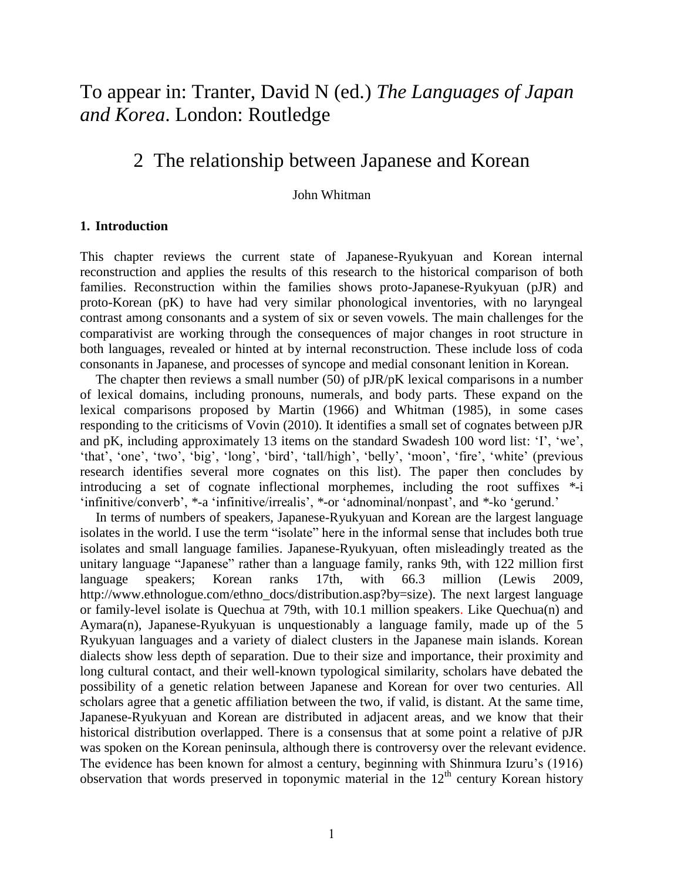# To appear in: Tranter, David N (ed.) *The Languages of Japan and Korea*. London: Routledge

## 2 The relationship between Japanese and Korean

John Whitman

### 1. Introduction

This chapter reviews the current state of Japanese-Ryukyuan and Korean internal reconstruction and applies the results of this research to the historical comparison of both families. Reconstruction within the families shows proto-Japanese-Ryukyuan (pJR) and proto-Korean (pK) to have had very similar phonological inventories, with no laryngeal contrast among consonants and a system of six or seven vowels. The main challenges for the comparativist are working through the consequences of major changes in root structure in both languages, revealed or hinted at by internal reconstruction. These include loss of coda consonants in Japanese, and processes of syncope and medial consonant lenition in Korean.

The chapter then reviews a small number (50) of pJR/pK lexical comparisons in a number of lexical domains, including pronouns, numerals, and body parts. These expand on the lexical comparisons proposed by Martin (1966) and Whitman (1985), in some cases responding to the criticisms of Vovin (2010). It identifies a small set of cognates between pJR and pK, including approximately 13 items on the standard Swadesh 100 word list: 'I', 'we', 'that', 'one', 'two', 'big', 'long', 'bird', 'tall/high', 'belly', 'moon', 'fire', 'white' (previous research identifies several more cognates on this list). The paper then concludes by introducing a set of cognate inflectional morphemes, including the root suffixes *-i 'infinitive/converb', *-a 'infinitive/irrealis', *-or 'adnominal/nonpast', and *-ko 'gerund.'

In terms of numbers of speakers, Japanese-Ryukyuan and Korean are the largest language isolates in the world. I use the term "isolate" here in the informal sense that includes both true isolates and small language families. Japanese-Ryukyuan, often misleadingly treated as the unitary language "Japanese" rather than a language family, ranks 9th, with 122 million first language speakers; Korean ranks 17th, with 66.3 million (Lewis 2009, http://www.ethnologue.com/ethno_docs/distribution.asp?by=size). The next largest language or family-level isolate is Quechua at 79th, with 10.1 million speakers. Like Quechua(n) and Aymara(n), Japanese-Ryukyuan is unquestionably a language family, made up of the 5 Ryukyuan languages and a variety of dialect clusters in the Japanese main islands. Korean dialects show less depth of separation. Due to their size and importance, their proximity and long cultural contact, and their well-known typological similarity, scholars have debated the possibility of a genetic relation between Japanese and Korean for over two centuries. All scholars agree that a genetic affiliation between the two, if valid, is distant. At the same time, Japanese-Ryukyuan and Korean are distributed in adjacent areas, and we know that their historical distribution overlapped. There is a consensus that at some point a relative of pJR was spoken on the Korean peninsula, although there is controversy over the relevant evidence. The evidence has been known for almost a century, beginning with Shinmura Izuru's (1916) observation that words preserved in toponymic material in the 12th century Korean history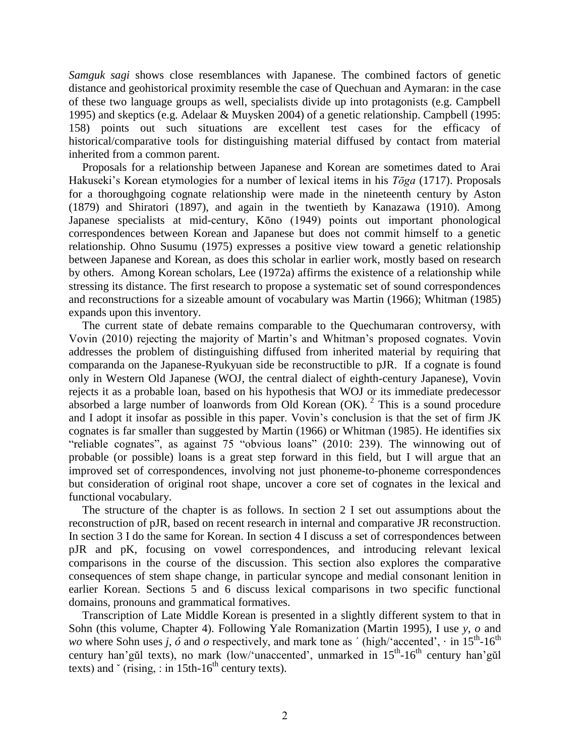*Samguk sagi* shows close resemblances with Japanese. The combined factors of genetic distance and geohistorical proximity resemble the case of Quechuan and Aymaran: in the case of these two language groups as well, specialists divide up into protagonists (e.g. Campbell 1995) and skeptics (e.g. Adelaar & Muysken 2004) of a genetic relationship. Campbell (1995: 158) points out such situations are excellent test cases for the efficacy of historical/comparative tools for distinguishing material diffused by contact from material inherited from a common parent.

Proposals for a relationship between Japanese and Korean are sometimes dated to Arai Hakuseki's Korean etymologies for a number of lexical items in his *Tōga* (1717). Proposals for a thoroughgoing cognate relationship were made in the nineteenth century by Aston (1879) and Shiratori (1897), and again in the twentieth by Kanazawa (1910). Among Japanese specialists at mid-century, Kōno (1949) points out important phonological correspondences between Korean and Japanese but does not commit himself to a genetic relationship. Ohno Susumu (1975) expresses a positive view toward a genetic relationship between Japanese and Korean, as does this scholar in earlier work, mostly based on research by others. Among Korean scholars, Lee (1972a) affirms the existence of a relationship while stressing its distance. The first research to propose a systematic set of sound correspondences and reconstructions for a sizeable amount of vocabulary was Martin (1966); Whitman (1985) expands upon this inventory.

The current state of debate remains comparable to the Quechumaran controversy, with Vovin (2010) rejecting the majority of Martin's and Whitman's proposed cognates. Vovin addresses the problem of distinguishing diffused from inherited material by requiring that comparanda on the Japanese-Ryukyuan side be reconstructible to pJR. If a cognate is found only in Western Old Japanese (WOJ, the central dialect of eighth-century Japanese), Vovin rejects it as a probable loan, based on his hypothesis that WOJ or its immediate predecessor absorbed a large number of loanwords from Old Korean (OK).[2] This is a sound procedure and I adopt it insofar as possible in this paper. Vovin's conclusion is that the set of firm JK cognates is far smaller than suggested by Martin (1966) or Whitman (1985). He identifies six "reliable cognates", as against 75 "obvious loans" (2010: 239). The winnowing out of probable (or possible) loans is a great step forward in this field, but I will argue that an improved set of correspondences, involving not just phoneme-to-phoneme correspondences but consideration of original root shape, uncover a core set of cognates in the lexical and functional vocabulary.

The structure of the chapter is as follows. In section 2 I set out assumptions about the reconstruction of pJR, based on recent research in internal and comparative JR reconstruction. In section 3 I do the same for Korean. In section 4 I discuss a set of correspondences between pJR and pK, focusing on vowel correspondences, and introducing relevant lexical comparisons in the course of the discussion. This section also explores the comparative consequences of stem shape change, in particular syncope and medial consonant lenition in earlier Korean. Sections 5 and 6 discuss lexical comparisons in two specific functional domains, pronouns and grammatical formatives.

Transcription of Late Middle Korean is presented in a slightly different system to that in Sohn (this volume, Chapter 4). Following Yale Romanization (Martin 1995), I use *y*, *o* and *wo* where Sohn uses *j, ó* and *o* respectively, and mark tone as ˊ (high/'accented', · in 15th-16th century han'gŭl texts), no mark (low/'unaccented', unmarked in 15th-16th century han'gŭl texts) and ˇ (rising, : in 15th-16th century texts).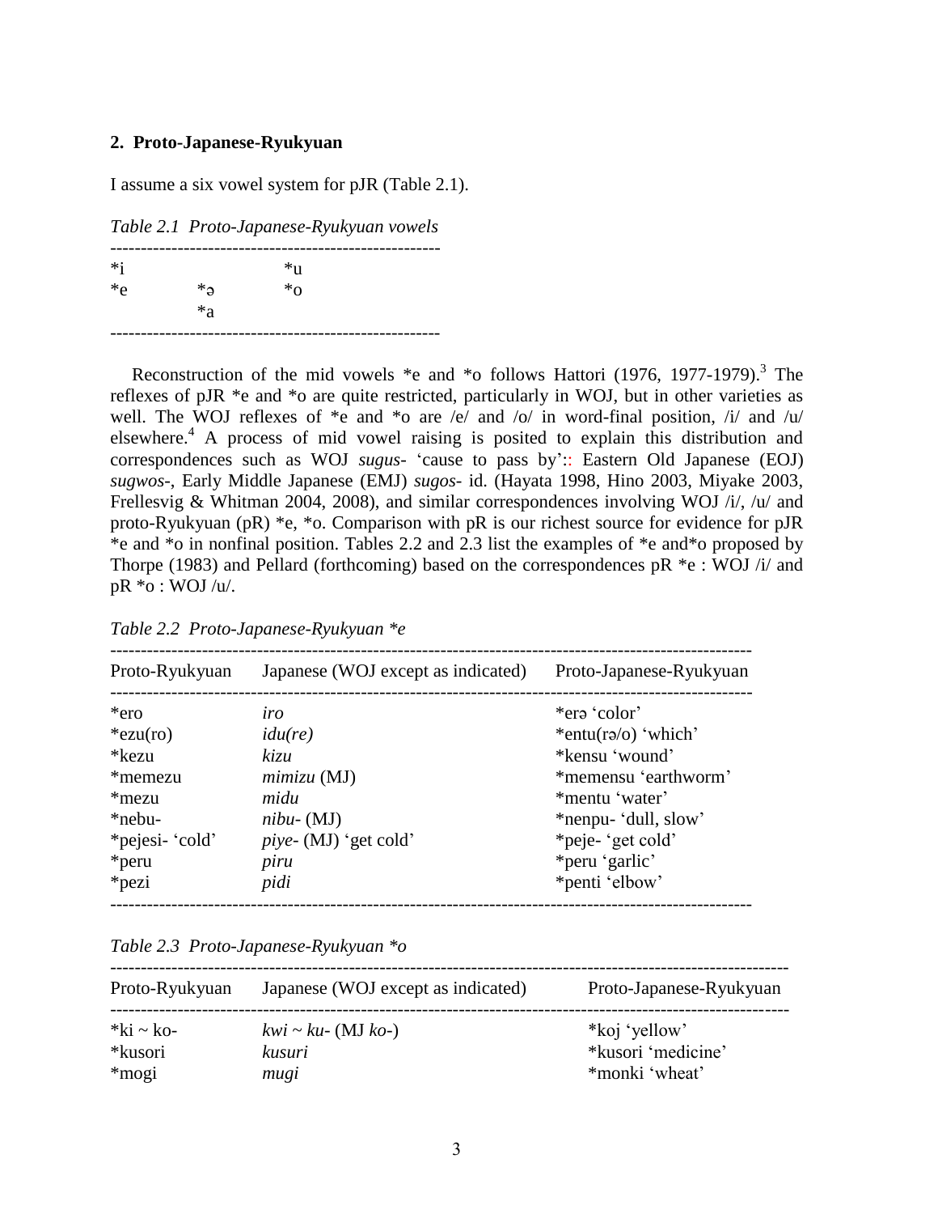## 2. Proto-Japanese-Ryukyuan

I assume a six vowel system for pJR (Table 2.1).

*Table 2.1 Proto-Japanese-Ryukyuan vowels*

| | | |
|---|---|---|
| *i | | *u |
| *e | *ə | *o |
| | *a | |

Reconstruction of the mid vowels *e and *o follows Hattori (1976, 1977-1979).[3] The reflexes of pJR *e and *o are quite restricted, particularly in WOJ, but in other varieties as well. The WOJ reflexes of *e and *o are /e/ and /o/ in word-final position, /i/ and /u/ elsewhere.[4] A process of mid vowel raising is posited to explain this distribution and correspondences such as WOJ *sugus-* 'cause to pass by':: Eastern Old Japanese (EOJ) *sugwos-*, Early Middle Japanese (EMJ) *sugos-* id. (Hayata 1998, Hino 2003, Miyake 2003, Frellesvig & Whitman 2004, 2008), and similar correspondences involving WOJ /i/, /u/ and proto-Ryukyuan (pR) *e, *o. Comparison with pR is our richest source for evidence for pJR *e and *o in nonfinal position. Tables 2.2 and 2.3 list the examples of *e and*o proposed by Thorpe (1983) and Pellard (forthcoming) based on the correspondences pR *e : WOJ /i/ and pR *o : WOJ /u/.

*Table 2.2 Proto-Japanese-Ryukyuan *e*

| Proto-Ryukyuan | Japanese (WOJ except as indicated) | Proto-Japanese-Ryukyuan |
|---|---|---|
| *ero | *iro* | *erə 'color' |
| *ezu(ro) | *idu(re)* | *entu(rə/o) 'which' |
| *kezu | *kizu* | *kensu 'wound' |
| *memezu | *mimizu* (MJ) | *memensu 'earthworm' |
| *mezu | *midu* | *mentu 'water' |
| *nebu- | *nibu-* (MJ) | *nenpu- 'dull, slow' |
| *pejesi- 'cold' | *piye-* (MJ) 'get cold' | *peje- 'get cold' |
| *peru | *piru* | *peru 'garlic' |
| *pezi | *pidi* | *penti 'elbow' |

*Table 2.3 Proto-Japanese-Ryukyuan *o*

| Proto-Ryukyuan | Japanese (WOJ except as indicated) | Proto-Japanese-Ryukyuan |
|---|---|---|
| *ki ~ ko- | *kwi ~ ku-* (MJ *ko-*) | *koj 'yellow' |
| *kusori | *kusuri* | *kusori 'medicine' |
| *mogi | *mugi* | *monki 'wheat' |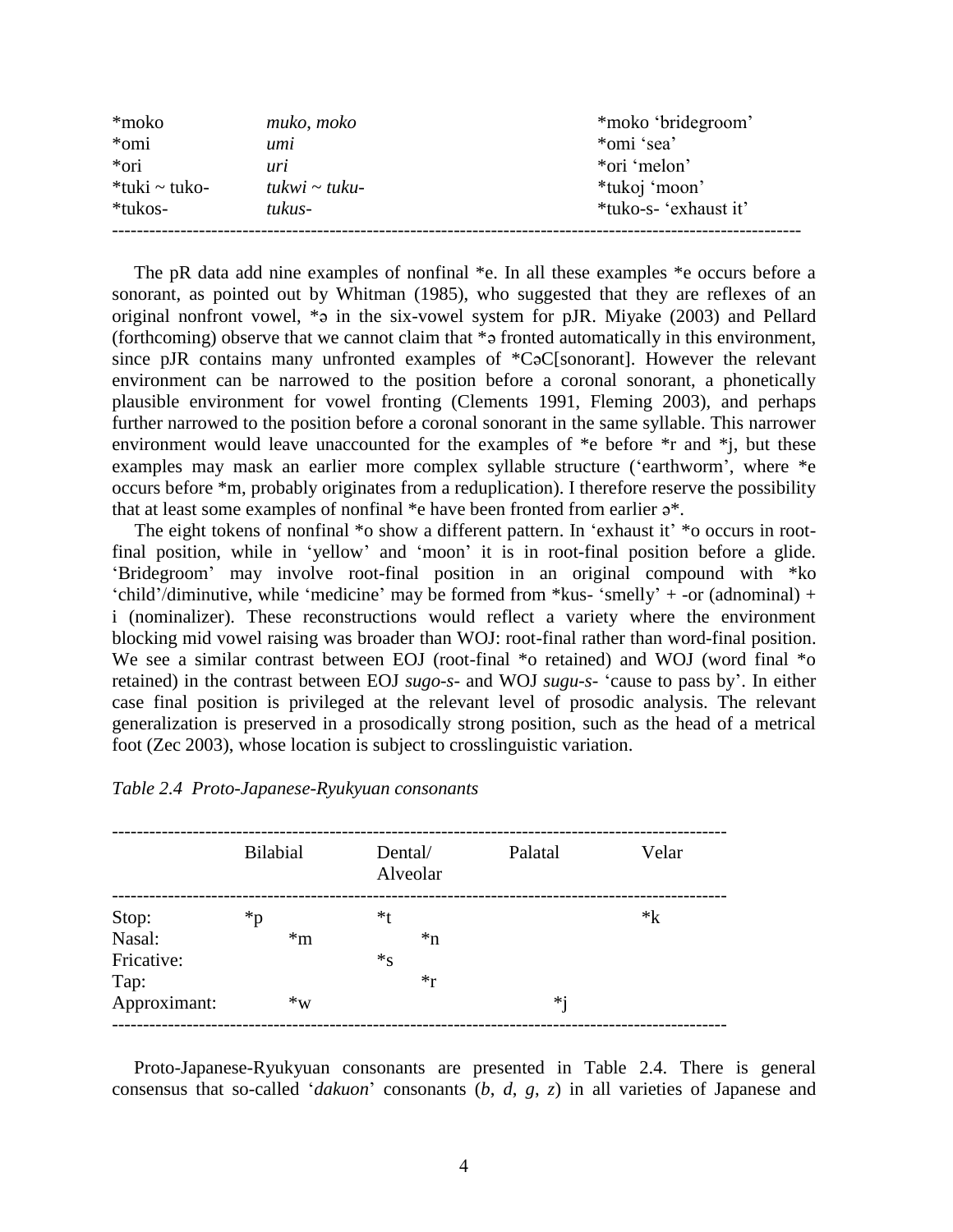| | | |
|---|---|---|
| *moko | *muko*, *moko* | *moko 'bridegroom' |
| *omi | *umi* | *omi 'sea' |
| *ori | *uri* | *ori 'melon' |
| *tuki ~ tuko- | *tukwi* ~ *tuku-* | *tukoj 'moon' |
| *tukos- | *tukus-* | *tuko-s- 'exhaust it' |

The pR data add nine examples of nonfinal *e. In all these examples *e occurs before a sonorant, as pointed out by Whitman (1985), who suggested that they are reflexes of an original nonfront vowel, *ə in the six-vowel system for pJR. Miyake (2003) and Pellard (forthcoming) observe that we cannot claim that *ə fronted automatically in this environment, since pJR contains many unfronted examples of *CəC[sonorant]. However the relevant environment can be narrowed to the position before a coronal sonorant, a phonetically plausible environment for vowel fronting (Clements 1991, Fleming 2003), and perhaps further narrowed to the position before a coronal sonorant in the same syllable. This narrower environment would leave unaccounted for the examples of *e before *r and *j, but these examples may mask an earlier more complex syllable structure ('earthworm', where *e occurs before *m, probably originates from a reduplication). I therefore reserve the possibility that at least some examples of nonfinal *e have been fronted from earlier ə*.

The eight tokens of nonfinal *o show a different pattern. In 'exhaust it' *o occurs in root-final position, while in 'yellow' and 'moon' it is in root-final position before a glide. 'Bridegroom' may involve root-final position in an original compound with *ko 'child'/diminutive, while 'medicine' may be formed from *kus- 'smelly' + -or (adnominal) + i (nominalizer). These reconstructions would reflect a variety where the environment blocking mid vowel raising was broader than WOJ: root-final rather than word-final position. We see a similar contrast between EOJ (root-final *o retained) and WOJ (word final *o retained) in the contrast between EOJ *sugo-s-* and WOJ *sugu-s-* 'cause to pass by'. In either case final position is privileged at the relevant level of prosodic analysis. The relevant generalization is preserved in a prosodically strong position, such as the head of a metrical foot (Zec 2003), whose location is subject to crosslinguistic variation.

*Table 2.4 Proto-Japanese-Ryukyuan consonants*

| | Bilabial | Dental/ Alveolar | Palatal | Velar |
|---|---|---|---|---|
| Stop: | *p | *t | | *k |
| Nasal: | *m | *n | | |
| Fricative: | | *s | | |
| Tap: | | *r | | |
| Approximant: | *w | | *j | |

Proto-Japanese-Ryukyuan consonants are presented in Table 2.4. There is general consensus that so-called '*dakuon*' consonants (*b*, *d*, *g*, *z*) in all varieties of Japanese and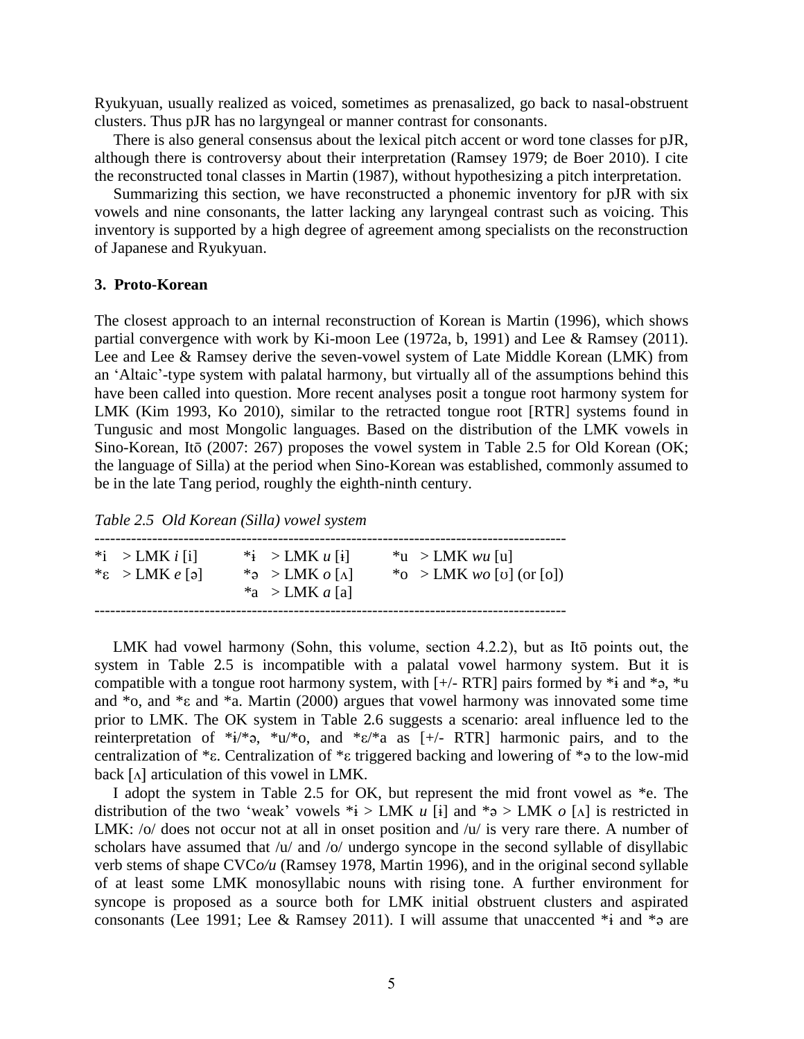Ryukyuan, usually realized as voiced, sometimes as prenasalized, go back to nasal-obstruent clusters. Thus pJR has no largyngeal or manner contrast for consonants.

There is also general consensus about the lexical pitch accent or word tone classes for pJR, although there is controversy about their interpretation (Ramsey 1979; de Boer 2010). I cite the reconstructed tonal classes in Martin (1987), without hypothesizing a pitch interpretation.

Summarizing this section, we have reconstructed a phonemic inventory for pJR with six vowels and nine consonants, the latter lacking any laryngeal contrast such as voicing. This inventory is supported by a high degree of agreement among specialists on the reconstruction of Japanese and Ryukyuan.

### 3. Proto-Korean

The closest approach to an internal reconstruction of Korean is Martin (1996), which shows partial convergence with work by Ki-moon Lee (1972a, b, 1991) and Lee & Ramsey (2011). Lee and Lee & Ramsey derive the seven-vowel system of Late Middle Korean (LMK) from an 'Altaic'-type system with palatal harmony, but virtually all of the assumptions behind this have been called into question. More recent analyses posit a tongue root harmony system for LMK (Kim 1993, Ko 2010), similar to the retracted tongue root [RTR] systems found in Tungusic and most Mongolic languages. Based on the distribution of the LMK vowels in Sino-Korean, Itō (2007: 267) proposes the vowel system in Table 2.5 for Old Korean (OK; the language of Silla) at the period when Sino-Korean was established, commonly assumed to be in the late Tang period, roughly the eighth-ninth century.

*Table 2.5 Old Korean (Silla) vowel system*

| | | |
|---|---|---|
| *i > LMK *i* [i] | *ɨ > LMK *u* [ɨ] | *u > LMK *wu* [u] |
| *ɛ > LMK *e* [ə] | *ə > LMK *o* [ʌ] | *o > LMK *wo* [ʊ] (or [o]) |
| | *a > LMK *a* [a] | |

LMK had vowel harmony (Sohn, this volume, section 4.2.2), but as Itō points out, the system in Table 2.5 is incompatible with a palatal vowel harmony system. But it is compatible with a tongue root harmony system, with [+/- RTR] pairs formed by *ɨ and *ə, *u and *o, and *ɛ and *a. Martin (2000) argues that vowel harmony was innovated some time prior to LMK. The OK system in Table 2.6 suggests a scenario: areal influence led to the reinterpretation of *ɨ/*ə, *u/*o, and *ɛ/*a as [+/- RTR] harmonic pairs, and to the centralization of *ɛ. Centralization of *ɛ triggered backing and lowering of *ə to the low-mid back [ʌ] articulation of this vowel in LMK.

I adopt the system in Table 2.5 for OK, but represent the mid front vowel as *e. The distribution of the two 'weak' vowels *ɨ > LMK *u* [ɨ] and *ə > LMK *o* [ʌ] is restricted in LMK: /o/ does not occur not at all in onset position and /u/ is very rare there. A number of scholars have assumed that /u/ and /o/ undergo syncope in the second syllable of disyllabic verb stems of shape CVC*o/u* (Ramsey 1978, Martin 1996), and in the original second syllable of at least some LMK monosyllabic nouns with rising tone. A further environment for syncope is proposed as a source both for LMK initial obstruent clusters and aspirated consonants (Lee 1991; Lee & Ramsey 2011). I will assume that unaccented *ɨ and *ə are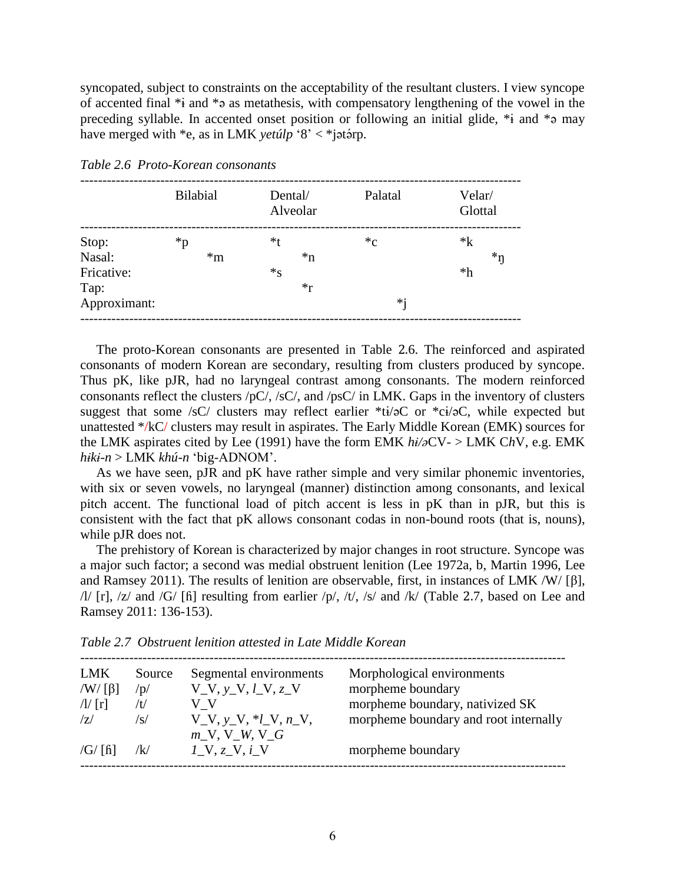syncopated, subject to constraints on the acceptability of the resultant clusters. I view syncope of accented final *ɨ and *ə as metathesis, with compensatory lengthening of the vowel in the preceding syllable. In accented onset position or following an initial glide, *ɨ and *ə may have merged with *e, as in LMK *yetúlp* '8' < *jətə́rp.

*Table 2.6 Proto-Korean consonants*

| | Bilabial | | Dental/ Alveolar | | Palatal | Velar/ Glottal | |
|---|---|---|---|---|---|---|---|
| Stop: | *p | | *t | | *c | *k | |
| Nasal: | | *m | | *n | | | *ŋ |
| Fricative: | | | *s | | | *h | |
| Tap: | | | | *r | | | |
| Approximant: | | | | | *j | | |

The proto-Korean consonants are presented in Table 2.6. The reinforced and aspirated consonants of modern Korean are secondary, resulting from clusters produced by syncope. Thus pK, like pJR, had no laryngeal contrast among consonants. The modern reinforced consonants reflect the clusters /pC/, /sC/, and /psC/ in LMK. Gaps in the inventory of clusters suggest that some /sC/ clusters may reflect earlier *tɨ/əC or *cɨ/əC, while expected but unattested */kC/ clusters may result in aspirates. The Early Middle Korean (EMK) sources for the LMK aspirates cited by Lee (1991) have the form EMK *hɨ/ə*CV- > LMK C*h*V, e.g. EMK *hɨkɨ-n* > LMK *khú-n* 'big-ADNOM'.

As we have seen, pJR and pK have rather simple and very similar phonemic inventories, with six or seven vowels, no laryngeal (manner) distinction among consonants, and lexical pitch accent. The functional load of pitch accent is less in pK than in pJR, but this is consistent with the fact that pK allows consonant codas in non-bound roots (that is, nouns), while pJR does not.

The prehistory of Korean is characterized by major changes in root structure. Syncope was a major such factor; a second was medial obstruent lenition (Lee 1972a, b, Martin 1996, Lee and Ramsey 2011). The results of lenition are observable, first, in instances of LMK /W/ [β], /l/ [r], /z/ and /G/ [ɦ] resulting from earlier /p/, /t/, /s/ and /k/ (Table 2.7, based on Lee and Ramsey 2011: 136-153).

*Table 2.7 Obstruent lenition attested in Late Middle Korean*

| LMK | Source | Segmental environments | Morphological environments |
|---|---|---|---|
| /W/ [β] | /p/ | V_V, *y*_V, *l*_V, *z*_V | morpheme boundary |
| /l/ [r] | /t/ | V_V | morpheme boundary, nativized SK |
| /z/ | /s/ | V_V, *y*_V, **l*_V, *n*_V, *m*_V, V_*W*, V_*G* | morpheme boundary and root internally |
| /G/ [ɦ] | /k/ | *1*_V, *z*_V, *i*_V | morpheme boundary |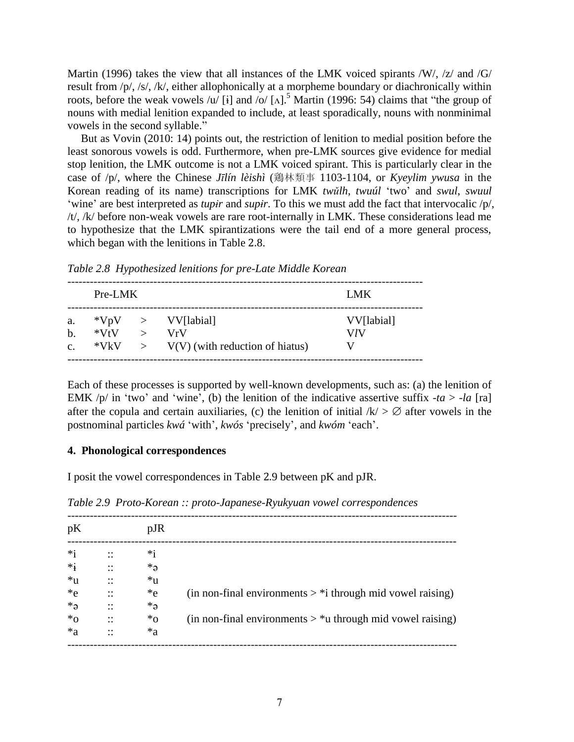Martin (1996) takes the view that all instances of the LMK voiced spirants /W/, /z/ and /G/ result from /p/, /s/, /k/, either allophonically at a morpheme boundary or diachronically within roots, before the weak vowels /u/ [ɨ] and /o/ [ʌ].[5] Martin (1996: 54) claims that "the group of nouns with medial lenition expanded to include, at least sporadically, nouns with nonminimal vowels in the second syllable."

But as Vovin (2010: 14) points out, the restriction of lenition to medial position before the least sonorous vowels is odd. Furthermore, when pre-LMK sources give evidence for medial stop lenition, the LMK outcome is not a LMK voiced spirant. This is particularly clear in the case of /p/, where the Chinese *Jīlín lèishì* (鷄林類事 1103-1104, or *Kyeylim ywusa* in the Korean reading of its name) transcriptions for LMK *twŭlh*, *twuúl* 'two' and *swul*, *swuul* 'wine' are best interpreted as *tupɨr* and *supɨr*. To this we must add the fact that intervocalic /p/, /t/, /k/ before non-weak vowels are rare root-internally in LMK. These considerations lead me to hypothesize that the LMK spirantizations were the tail end of a more general process, which began with the lenitions in Table 2.8.

*Table 2.8 Hypothesized lenitions for pre-Late Middle Korean*

| | Pre-LMK | | | LMK |
|---|---|---|---|---|
| a. | *VpV | > | VV[labial] | VV[labial] |
| b. | *VtV | > | VrV | V*l*V |
| c. | *VkV | > | V(V) (with reduction of hiatus) | V |

Each of these processes is supported by well-known developments, such as: (a) the lenition of EMK /p/ in 'two' and 'wine', (b) the lenition of the indicative assertive suffix *-ta* > *-la* [ra] after the copula and certain auxiliaries, (c) the lenition of initial /k/ > ∅ after vowels in the postnominal particles *kwá* 'with', *kwós* 'precisely', and *kwóm* 'each'.

#### 4. Phonological correspondences

I posit the vowel correspondences in Table 2.9 between pK and pJR.

*Table 2.9 Proto-Korean :: proto-Japanese-Ryukyuan vowel correspondences*

| pK | | pJR | |
|---|---|---|---|
| *i | :: | *i | |
| *ɨ | :: | *ə | |
| *u | :: | *u | |
| *e | :: | *e | (in non-final environments > *i through mid vowel raising) |
| *ə | :: | *ə | |
| *o | :: | *o | (in non-final environments > *u through mid vowel raising) |
| *a | :: | *a | |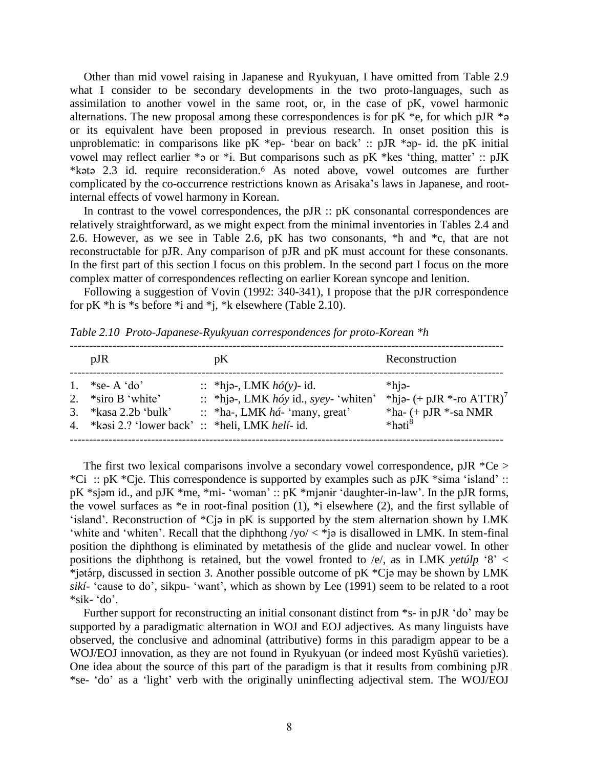Other than mid vowel raising in Japanese and Ryukyuan, I have omitted from Table 2.9 what I consider to be secondary developments in the two proto-languages, such as assimilation to another vowel in the same root, or, in the case of pK, vowel harmonic alternations. The new proposal among these correspondences is for pK *e, for which pJR *ə or its equivalent have been proposed in previous research. In onset position this is unproblematic: in comparisons like pK *ep- 'bear on back' :: pJR *əp- id. the pK initial vowel may reflect earlier *ə or *ɨ. But comparisons such as pK *kes 'thing, matter' :: pJK *kətə 2.3 id. require reconsideration.[6] As noted above, vowel outcomes are further complicated by the co-occurrence restrictions known as Arisaka's laws in Japanese, and root-internal effects of vowel harmony in Korean.

In contrast to the vowel correspondences, the pJR :: pK consonantal correspondences are relatively straightforward, as we might expect from the minimal inventories in Tables 2.4 and 2.6. However, as we see in Table 2.6, pK has two consonants, *h and *c, that are not reconstructable for pJR. Any comparison of pJR and pK must account for these consonants. In the first part of this section I focus on this problem. In the second part I focus on the more complex matter of correspondences reflecting on earlier Korean syncope and lenition.

Following a suggestion of Vovin (1992: 340-341), I propose that the pJR correspondence for pK *h is *s before *i and *j, *k elsewhere (Table 2.10).

*Table 2.10 Proto-Japanese-Ryukyuan correspondences for proto-Korean *h*

| | pJR | | pK | Reconstruction |
|---|---|---|---|---|
| 1. | *se- A 'do' | :: | *hjə-, LMK *hó(y)-* id. | *hjə- |
| 2. | *siro B 'white' | :: | *hjə-, LMK *hóy* id., *syey-* 'whiten' | *hjə- (+ pJR *-ro ATTR)[7] |
| 3. | *kasa 2.2b 'bulk' | :: | *ha-, LMK *há-* 'many, great' | *ha- (+ pJR *-sa NMR |
| 4. | *kəsi 2.? 'lower back' | :: | *heli, LMK *helí-* id. | *həti[8] |

The first two lexical comparisons involve a secondary vowel correspondence, pJR *Ce > *Ci :: pK *Cje. This correspondence is supported by examples such as pJK *sima 'island' :: pK *sjəm id., and pJK *me, *mi- 'woman' :: pK *mjənɨr 'daughter-in-law'. In the pJR forms, the vowel surfaces as *e in root-final position (1), *i elsewhere (2), and the first syllable of 'island'. Reconstruction of *Cjə in pK is supported by the stem alternation shown by LMK 'white and 'whiten'. Recall that the diphthong /yo/ < *jə is disallowed in LMK. In stem-final position the diphthong is eliminated by metathesis of the glide and nuclear vowel. In other positions the diphthong is retained, but the vowel fronted to /e/, as in LMK *yetúlp* '8' < *jətə́rp, discussed in section 3. Another possible outcome of pK *Cjə may be shown by LMK *sikí-* 'cause to do', sikpu- 'want', which as shown by Lee (1991) seem to be related to a root *sik- 'do'.

Further support for reconstructing an initial consonant distinct from *s- in pJR 'do' may be supported by a paradigmatic alternation in WOJ and EOJ adjectives. As many linguists have observed, the conclusive and adnominal (attributive) forms in this paradigm appear to be a WOJ/EOJ innovation, as they are not found in Ryukyuan (or indeed most Kyūshū varieties). One idea about the source of this part of the paradigm is that it results from combining pJR *se- 'do' as a 'light' verb with the originally uninflecting adjectival stem. The WOJ/EOJ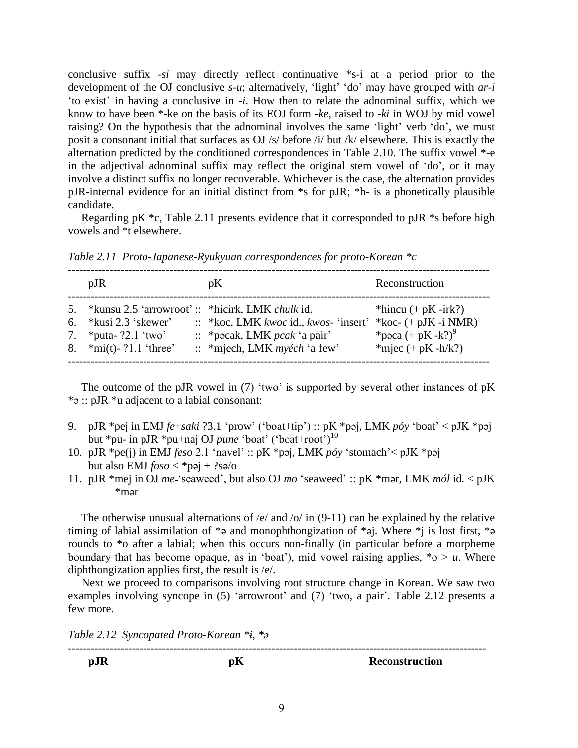conclusive suffix *-si* may directly reflect continuative *s-i at a period prior to the development of the OJ conclusive *s-u*; alternatively, 'light' 'do' may have grouped with *ar-i* 'to exist' in having a conclusive in *-i*. How then to relate the adnominal suffix, which we know to have been *-ke on the basis of its EOJ form *-ke*, raised to *-ki* in WOJ by mid vowel raising? On the hypothesis that the adnominal involves the same 'light' verb 'do', we must posit a consonant initial that surfaces as OJ /s/ before /i/ but /k/ elsewhere. This is exactly the alternation predicted by the conditioned correspondences in Table 2.10. The suffix vowel *-e in the adjectival adnominal suffix may reflect the original stem vowel of 'do', or it may involve a distinct suffix no longer recoverable. Whichever is the case, the alternation provides pJR-internal evidence for an initial distinct from *s for pJR; *h- is a phonetically plausible candidate.

Regarding pK *c, Table 2.11 presents evidence that it corresponded to pJR *s before high vowels and *t elsewhere.

*Table 2.11 Proto-Japanese-Ryukyuan correspondences for proto-Korean *c*

| | pJR | | pK | Reconstruction |
|---|---|---|---|---|
| 5. | *kunsu 2.5 'arrowroot' | :: | *hɨcɨrk, LMK *chulk* id. | *hɨncu (+ pK -ɨrk?) |
| 6. | *kusi 2.3 'skewer' | :: | *koc, LMK *kwoc* id., *kwos-* 'insert' | *koc- (+ pJR -i NMR) |
| 7. | *puta- ?2.1 'two' | :: | *pəcak, LMK *pcak* 'a pair' | *pəca (+ pK -k?)[9] |
| 8. | *mi(t)- ?1.1 'three' | :: | *mjech, LMK *myéch* 'a few' | *mjec (+ pK -h/k?) |

The outcome of the pJR vowel in (7) 'two' is supported by several other instances of pK *ə :: pJR *u adjacent to a labial consonant:

9. pJR *pej in EMJ *fe+saki* ?3.1 'prow' ('boat+tip') :: pK *pəj, LMK *póy* 'boat' < pJK *pəj but *pu- in pJR *pu+naj OJ *pune* 'boat' ('boat+root')[10]
10. pJR *pe(j) in EMJ *feso* 2.1 'navel' :: pK *pəj, LMK *póy* 'stomach'< pJK *pəj but also EMJ *foso* < *pəj + ?sə/o
11. pJR *mej in OJ *me*='seaweed', but also OJ *mo* 'seaweed' :: pK *mər, LMK *mól* id. < pJK *mər

The otherwise unusual alternations of /e/ and /o/ in (9-11) can be explained by the relative timing of labial assimilation of *ə and monophthongization of *əj. Where *j is lost first, *ə rounds to *o after a labial; when this occurs non-finally (in particular before a morpheme boundary that has become opaque, as in 'boat'), mid vowel raising applies, *o > *u*. Where diphthongization applies first, the result is /e/.

Next we proceed to comparisons involving root structure change in Korean. We saw two examples involving syncope in (5) 'arrowroot' and (7) 'two, a pair'. Table 2.12 presents a few more.

*Table 2.12 Syncopated Proto-Korean *ɨ, *ə*

| pJR | pK | Reconstruction |
|---|---|---|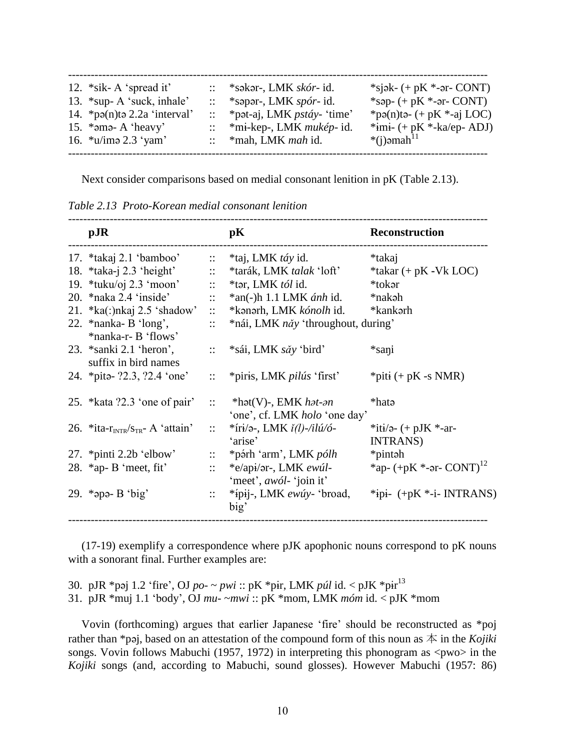| | | | |
|---|---|---|---|
| 12. *sik- A ‘spread it’ | :: | *səkər-, LMK *skór-* id. | *sjək- (+ pK *-ər- CONT) |
| 13. *sup- A ‘suck, inhale’ | :: | *səpər-, LMK *spór-* id. | *səp- (+ pK *-ər- CONT) |
| 14. *pə(n)tə 2.2a ‘interval’ | :: | *pət-aj, LMK *pstáy-* ‘time’ | *pə(n)tə- (+ pK *-aj LOC) |
| 15. *əmə- A ‘heavy’ | :: | *mɨ-kep-, LMK *mukép-* id. | *ɨmɨ- (+ pK *-ka/ep- ADJ) |
| 16. *u/imə 2.3 ‘yam’ | :: | *mah, LMK *mah* id. | *(j)əmah[11] |

Next consider comparisons based on medial consonant lenition in pK (Table 2.13).

*Table 2.13 Proto-Korean medial consonant lenition*

| pJR | | pK | Reconstruction |
|---|---|---|---|
| 17. *takaj 2.1 ‘bamboo’ | :: | *taj, LMK *táy* id. | *takaj |
| 18. *taka-j 2.3 ‘height’ | :: | *tarák, LMK *talak* ‘loft’ | *takar (+ pK -Vk LOC) |
| 19. *tuku/oj 2.3 ‘moon’ | :: | *tər, LMK *tól* id. | *tokər |
| 20. *naka 2.4 ‘inside’ | :: | *an(-)h 1.1 LMK *ánh* id. | *nakəh |
| 21. *ka(:)nkaj 2.5 ‘shadow’ | :: | *kənərh, LMK *kónolh* id. | *kankərh |
| 22. *nanka- B ‘long’, *nanka-r- B ‘flows’ | :: | *nái, LMK *nǎy* ‘throughout, during’ | |
| 23. *sanki 2.1 ‘heron’, suffix in bird names | :: | *sái, LMK *sǎy* ‘bird’ | *saŋi |
| 24. *pitə- ?2.3, ?2.4 ‘one’ | :: | *pirɨs, LMK *pilús* ‘first’ | *pitɨ (+ pK -s NMR) |
| 25. *kata ?2.3 ‘one of pair’ | :: | *hət(V)-, EMK *hət-ən* ‘one’, cf. LMK *holo* ‘one day’ | *hatə |
| 26. *ita-r$_{INTR}$/s$_{TR}$- A ‘attain’ | :: | *írɨ/ə-, LMK *ǐ(l)-/ilú/ó-* ‘arise’ | *itɨ/ə- (+ pJK *-ar- INTRANS) |
| 27. *pinti 2.2b ‘elbow’ | :: | *pə́rh ‘arm’, LMK *pólh* | *pintəh |
| 28. *ap- B ‘meet, fit’ | :: | *e/apɨ/ər-, LMK *ewúl-* ‘meet’, *awól-* ‘join it’ | *ap- (+pK *-ər- CONT)[12] |
| 29. *əpə- B ‘big’ | :: | *ípɨj-, LMK *ewúy-* ‘broad, big’ | *ɨpɨ- (+pK *-i- INTRANS) |

(17-19) exemplify a correspondence where pJK apophonic nouns correspond to pK nouns with a sonorant final. Further examples are:

30. pJR *pəj 1.2 ‘fire’, OJ *po-* ~ *pwi* :: pK *pɨr, LMK *púl* id. < pJK *pɨr[13]
31. pJR *muj 1.1 ‘body’, OJ *mu-* ~*mwi* :: pK *mom, LMK *móm* id. < pJK *mom

Vovin (forthcoming) argues that earlier Japanese ‘fire’ should be reconstructed as *poj rather than *pəj, based on an attestation of the compound form of this noun as 本 in the *Kojiki* songs. Vovin follows Mabuchi (1957, 1972) in interpreting this phonogram as <pwo> in the *Kojiki* songs (and, according to Mabuchi, sound glosses). However Mabuchi (1957: 86)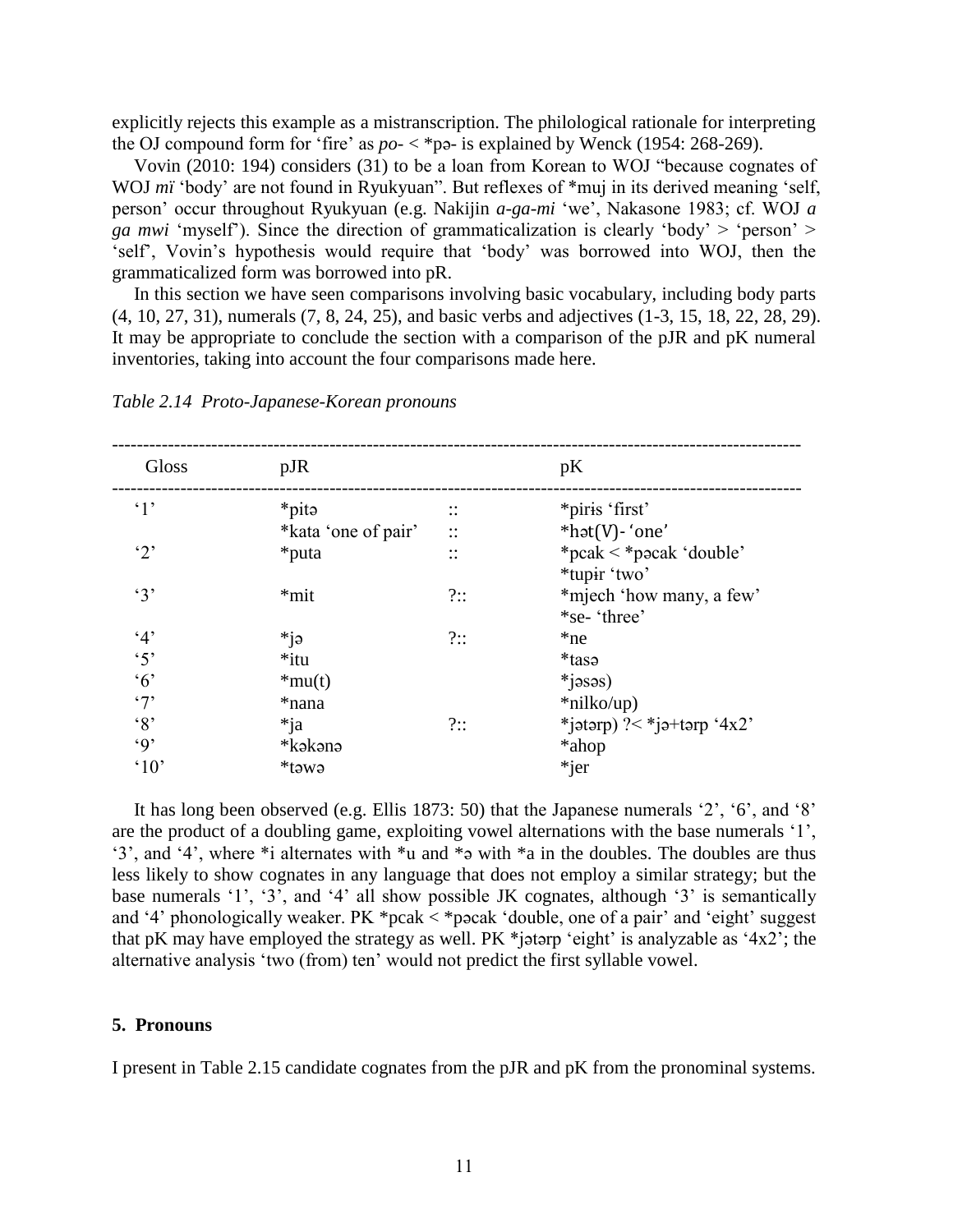explicitly rejects this example as a mistranscription. The philological rationale for interpreting the OJ compound form for 'fire' as *po-* < *pə- is explained by Wenck (1954: 268-269).

Vovin (2010: 194) considers (31) to be a loan from Korean to WOJ "because cognates of WOJ *mï* 'body' are not found in Ryukyuan". But reflexes of *muj in its derived meaning 'self, person' occur throughout Ryukyuan (e.g. Nakijin *a-ga-mi* 'we', Nakasone 1983; cf. WOJ *a ga mwi* 'myself'). Since the direction of grammaticalization is clearly 'body' > 'person' > 'self', Vovin's hypothesis would require that 'body' was borrowed into WOJ, then the grammaticalized form was borrowed into pR.

In this section we have seen comparisons involving basic vocabulary, including body parts (4, 10, 27, 31), numerals (7, 8, 24, 25), and basic verbs and adjectives (1-3, 15, 18, 22, 28, 29). It may be appropriate to conclude the section with a comparison of the pJR and pK numeral inventories, taking into account the four comparisons made here.

*Table 2.14 Proto-Japanese-Korean pronouns*

| Gloss | pJR | | pK |
|---|---|---|---|
| '1' | *pitə | :: | *pirɨs 'first' |
| | *kata 'one of pair' | :: | *hət(V)- 'one' |
| '2' | *puta | :: | *pcak < *pəcak 'double' |
| | | | *tupɨr 'two' |
| '3' | *mit | ?:: | *mjech 'how many, a few' |
| | | | *se- 'three' |
| '4' | *jə | ?:: | *ne |
| '5' | *itu | | *tasə |
| '6' | *mu(t) | | *jəsəs) |
| '7' | *nana | | *nilko/up) |
| '8' | *ja | ?:: | *jətərp) ?< *jə+tərp '4x2' |
| '9' | *kəkənə | | *ahop |
| '10' | *təwə | | *jer |

It has long been observed (e.g. Ellis 1873: 50) that the Japanese numerals '2', '6', and '8' are the product of a doubling game, exploiting vowel alternations with the base numerals '1', '3', and '4', where *i alternates with *u and *ə with *a in the doubles. The doubles are thus less likely to show cognates in any language that does not employ a similar strategy; but the base numerals '1', '3', and '4' all show possible JK cognates, although '3' is semantically and '4' phonologically weaker. PK *pcak < *pəcak 'double, one of a pair' and 'eight' suggest that pK may have employed the strategy as well. PK *jətərp 'eight' is analyzable as '4x2'; the alternative analysis 'two (from) ten' would not predict the first syllable vowel.

## 5. Pronouns

I present in Table 2.15 candidate cognates from the pJR and pK from the pronominal systems.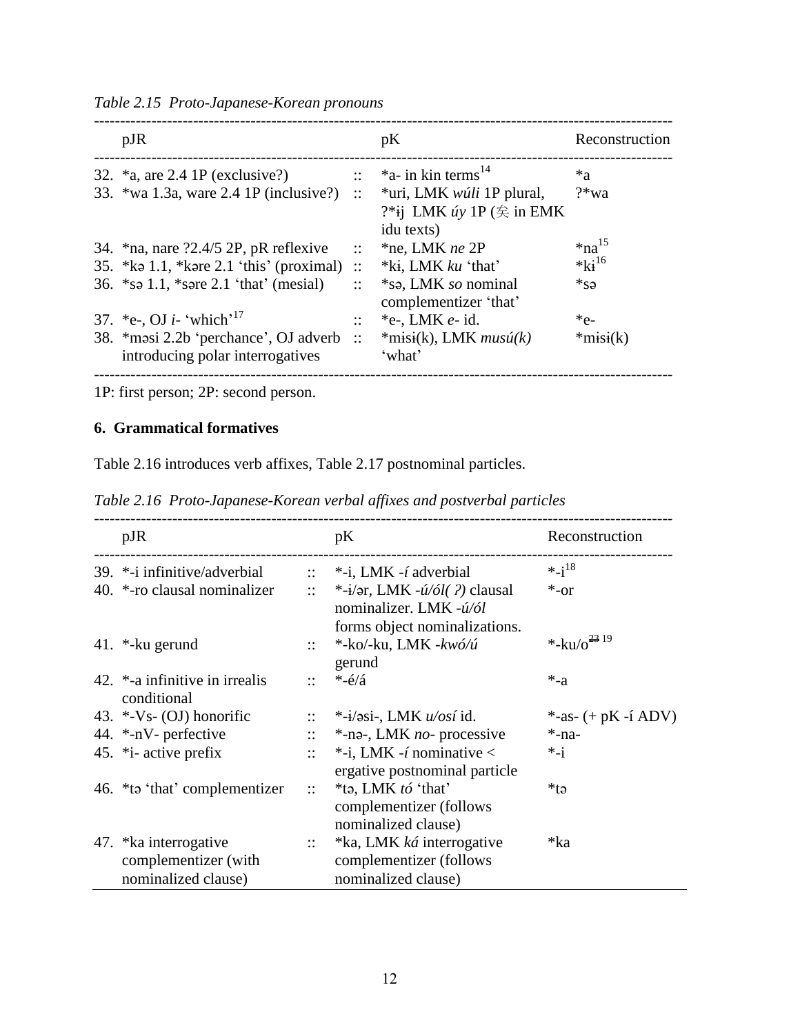*Table 2.15 Proto-Japanese-Korean pronouns*

| | pJR | | pK | Reconstruction |
|---|---|---|---|---|
| 32. | *a, are 2.4 1P (exclusive?) | :: | *a- in kin terms[14] | *a |
| 33. | *wa 1.3a, ware 2.4 1P (inclusive?) | :: | *uri, LMK *wúli* 1P plural, ?*ɨj LMK *úy* 1P (矣 in EMK idu texts) | ?*wa |
| 34. | *na, nare ?2.4/5 2P, pR reflexive | :: | *ne, LMK *ne* 2P | *na[15] |
| 35. | *kə 1.1, *kəre 2.1 'this' (proximal) | :: | *kɨ, LMK *ku* 'that' | *kɨ[16] |
| 36. | *sə 1.1, *səre 2.1 'that' (mesial) | :: | *sə, LMK *so* nominal complementizer 'that' | *sə |
| 37. | *e-, OJ *i-* 'which'[17] | :: | *e-, LMK *e-* id. | *e- |
| 38. | *məsi 2.2b 'perchance', OJ adverb introducing polar interrogatives | :: | *mɨsɨ(k), LMK *musú(k)* 'what' | *mɨsɨ(k) |

1P: first person; 2P: second person.

## 6. Grammatical formatives

Table 2.16 introduces verb affixes, Table 2.17 postnominal particles.

*Table 2.16 Proto-Japanese-Korean verbal affixes and postverbal particles*

| | pJR | | pK | Reconstruction |
|---|---|---|---|---|
| 39. | *-i infinitive/adverbial | :: | *-i, LMK *-í* adverbial | *-i[18] |
| 40. | *-ro clausal nominalizer | :: | *-ɨ/ər, LMK *-ú/ól( ʔ)* clausal nominalizer. LMK *-ú/ól* forms object nominalizations. | *-or |
| 41. | *-ku gerund | :: | *-ko/-ku, LMK *-kwó/ú* gerund | *-ku/o~~23~~ [19] |
| 42. | *-a infinitive in irrealis conditional | :: | *-é/á | *-a |
| 43. | *-Vs- (OJ) honorific | :: | *-ɨ/əsi-, LMK *u/osí* id. | *-as- (+ pK -í ADV) |
| 44. | *-nV- perfective | :: | *-nə-, LMK *no-* processive | *-na- |
| 45. | *i- active prefix | :: | *-i, LMK *-í* nominative < ergative postnominal particle | *-i |
| 46. | *tə 'that' complementizer | :: | *tə, LMK *tó* 'that' complementizer (follows nominalized clause) | *tə |
| 47. | *ka interrogative complementizer (with nominalized clause) | :: | *ka, LMK *ká* interrogative complementizer (follows nominalized clause) | *ka |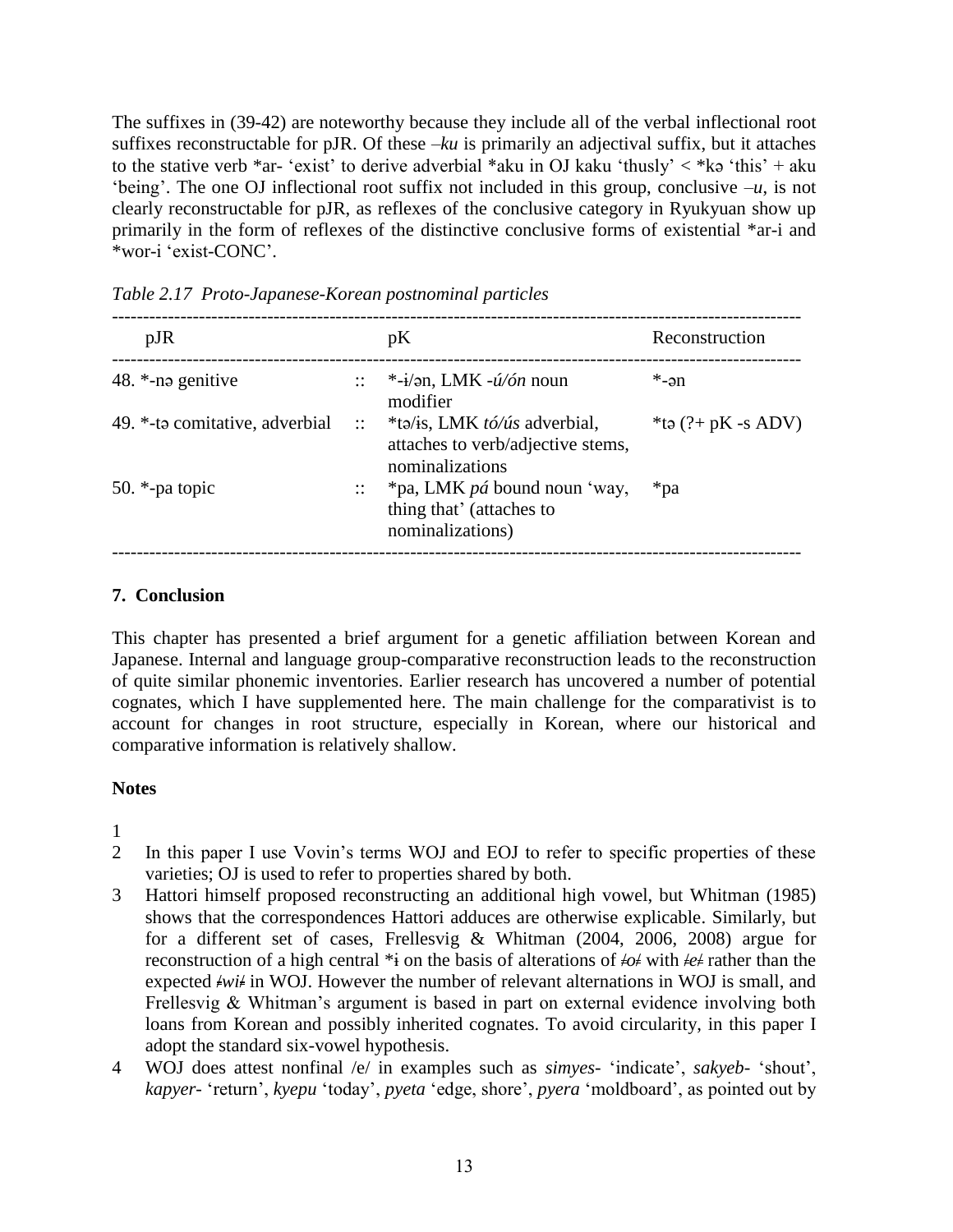The suffixes in (39-42) are noteworthy because they include all of the verbal inflectional root suffixes reconstructable for pJR. Of these *–ku* is primarily an adjectival suffix, but it attaches to the stative verb *ar- 'exist' to derive adverbial *aku in OJ kaku 'thusly' < *kə 'this' + aku 'being'. The one OJ inflectional root suffix not included in this group, conclusive *–u*, is not clearly reconstructable for pJR, as reflexes of the conclusive category in Ryukyuan show up primarily in the form of reflexes of the distinctive conclusive forms of existential *ar-i and *wor-i 'exist-CONC'.

*Table 2.17 Proto-Japanese-Korean postnominal particles*

| pJR | | pK | Reconstruction |
|---|---|---|---|
| 48. *-nə genitive | :: | *-ɨ/ən, LMK *-ú/ón* noun modifier | *-ən |
| 49. *-tə comitative, adverbial | :: | *tə/ɨs, LMK *tó/ús* adverbial, attaches to verb/adjective stems, nominalizations | *tə (?+ pK -s ADV) |
| 50. *-pa topic | :: | *pa, LMK *pá* bound noun 'way, thing that' (attaches to nominalizations) | *pa |

## 7. Conclusion

This chapter has presented a brief argument for a genetic affiliation between Korean and Japanese. Internal and language group-comparative reconstruction leads to the reconstruction of quite similar phonemic inventories. Earlier research has uncovered a number of potential cognates, which I have supplemented here. The main challenge for the comparativist is to account for changes in root structure, especially in Korean, where our historical and comparative information is relatively shallow.

**Notes**

1

2 In this paper I use Vovin's terms WOJ and EOJ to refer to specific properties of these varieties; OJ is used to refer to properties shared by both.

3 Hattori himself proposed reconstructing an additional high vowel, but Whitman (1985) shows that the correspondences Hattori adduces are otherwise explicable. Similarly, but for a different set of cases, Frellesvig & Whitman (2004, 2006, 2008) argue for reconstruction of a high central *ɨ on the basis of alterations of /*o*/ with /*e*/ rather than the expected /*wi*/ in WOJ. However the number of relevant alternations in WOJ is small, and Frellesvig & Whitman's argument is based in part on external evidence involving both loans from Korean and possibly inherited cognates. To avoid circularity, in this paper I adopt the standard six-vowel hypothesis.

4 WOJ does attest nonfinal /e/ in examples such as *simyes-* 'indicate', *sakyeb-* 'shout', *kapyer-* 'return', *kyepu* 'today', *pyeta* 'edge, shore', *pyera* 'moldboard', as pointed out by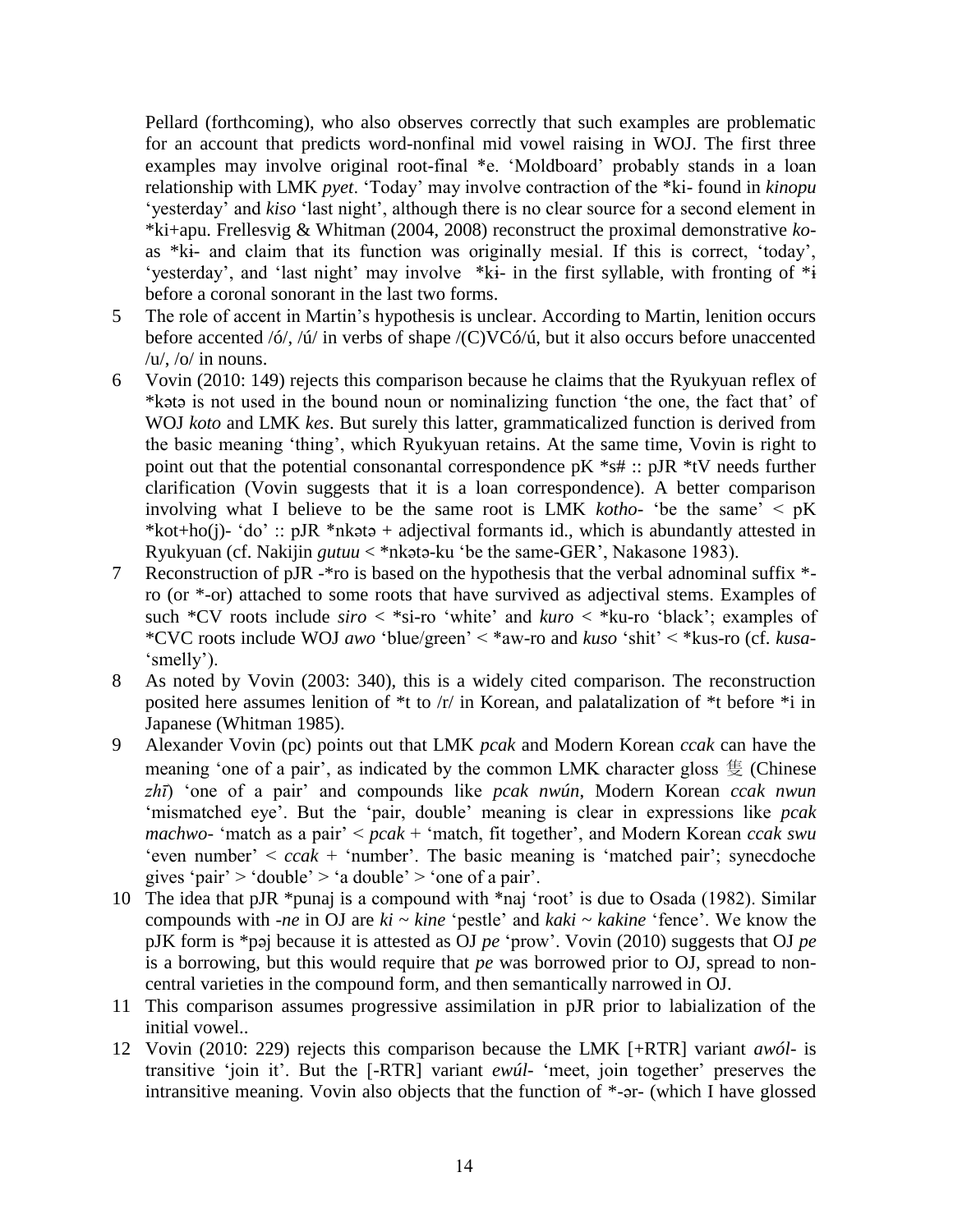Pellard (forthcoming), who also observes correctly that such examples are problematic for an account that predicts word-nonfinal mid vowel raising in WOJ. The first three examples may involve original root-final *e. 'Moldboard' probably stands in a loan relationship with LMK *pyet*. 'Today' may involve contraction of the *ki- found in *kinopu* 'yesterday' and *kiso* 'last night', although there is no clear source for a second element in *ki+apu. Frellesvig & Whitman (2004, 2008) reconstruct the proximal demonstrative *ko-* as *kɨ- and claim that its function was originally mesial. If this is correct, 'today', 'yesterday', and 'last night' may involve *kɨ- in the first syllable, with fronting of *ɨ before a coronal sonorant in the last two forms.

5 The role of accent in Martin's hypothesis is unclear. According to Martin, lenition occurs before accented /ó/, /ú/ in verbs of shape /(C)VCó/ú, but it also occurs before unaccented /u/, /o/ in nouns.

6 Vovin (2010: 149) rejects this comparison because he claims that the Ryukyuan reflex of *kətə is not used in the bound noun or nominalizing function 'the one, the fact that' of WOJ *koto* and LMK *kes*. But surely this latter, grammaticalized function is derived from the basic meaning 'thing', which Ryukyuan retains. At the same time, Vovin is right to point out that the potential consonantal correspondence pK *s# :: pJR *tV needs further clarification (Vovin suggests that it is a loan correspondence). A better comparison involving what I believe to be the same root is LMK *kotho-* 'be the same' < pK *kot+ho(j)- 'do' :: pJR *nkətə + adjectival formants id., which is abundantly attested in Ryukyuan (cf. Nakijin *gutuu* < *nkətə-ku 'be the same-GER', Nakasone 1983).

7 Reconstruction of pJR -*ro is based on the hypothesis that the verbal adnominal suffix *-ro (or *-or) attached to some roots that have survived as adjectival stems. Examples of such *CV roots include *siro* < *si-ro 'white' and *kuro* < *ku-ro 'black'; examples of *CVC roots include WOJ *awo* 'blue/green' < *aw-ro and *kuso* 'shit' < *kus-ro (cf. *kusa-* 'smelly').

8 As noted by Vovin (2003: 340), this is a widely cited comparison. The reconstruction posited here assumes lenition of *t to /r/ in Korean, and palatalization of *t before *i in Japanese (Whitman 1985).

9 Alexander Vovin (pc) points out that LMK *pcak* and Modern Korean *ccak* can have the meaning 'one of a pair', as indicated by the common LMK character gloss 隻 (Chinese *zhī*) 'one of a pair' and compounds like *pcak nwún*, Modern Korean *ccak nwun* 'mismatched eye'. But the 'pair, double' meaning is clear in expressions like *pcak machwo-* 'match as a pair' < *pcak* + 'match, fit together', and Modern Korean *ccak swu* 'even number' < *ccak* + 'number'. The basic meaning is 'matched pair'; synecdoche gives 'pair' > 'double' > 'a double' > 'one of a pair'.

10 The idea that pJR *punaj is a compound with *naj 'root' is due to Osada (1982). Similar compounds with *-ne* in OJ are *ki* ~ *kine* 'pestle' and *kaki* ~ *kakine* 'fence'. We know the pJK form is *pəj because it is attested as OJ *pe* 'prow'. Vovin (2010) suggests that OJ *pe* is a borrowing, but this would require that *pe* was borrowed prior to OJ, spread to non-central varieties in the compound form, and then semantically narrowed in OJ.

11 This comparison assumes progressive assimilation in pJR prior to labialization of the initial vowel..

12 Vovin (2010: 229) rejects this comparison because the LMK [+RTR] variant *awól-* is transitive 'join it'. But the [-RTR] variant *ewúl-* 'meet, join together' preserves the intransitive meaning. Vovin also objects that the function of *-ər- (which I have glossed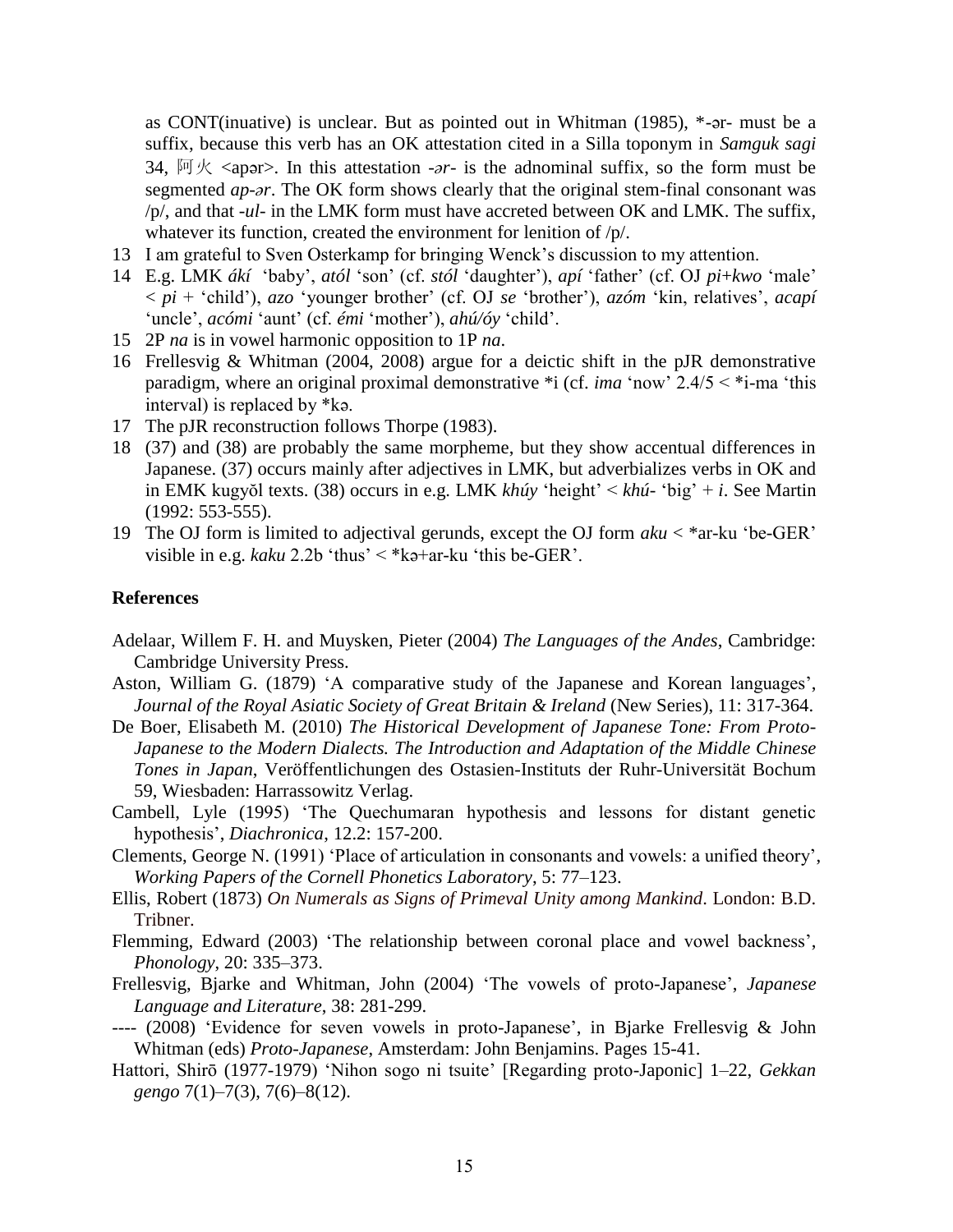as CONT(inuative) is unclear. But as pointed out in Whitman (1985), *-ər- must be a suffix, because this verb has an OK attestation cited in a Silla toponym in *Samguk sagi* 34, 阿火 <apər>. In this attestation *-ər-* is the adnominal suffix, so the form must be segmented *ap-ər*. The OK form shows clearly that the original stem-final consonant was /p/, and that *-ul-* in the LMK form must have accreted between OK and LMK. The suffix, whatever its function, created the environment for lenition of /p/.

13 I am grateful to Sven Osterkamp for bringing Wenck's discussion to my attention.

14 E.g. LMK *ákí* 'baby', *atól* 'son' (cf. *stól* 'daughter'), *apí* 'father' (cf. OJ *pi+kwo* 'male' < *pi* + 'child'), *azo* 'younger brother' (cf. OJ *se* 'brother'), *azóm* 'kin, relatives', *acapí* 'uncle', *acómi* 'aunt' (cf. *émi* 'mother'), *ahú/óy* 'child'.

15 2P *na* is in vowel harmonic opposition to 1P *na*.

16 Frellesvig & Whitman (2004, 2008) argue for a deictic shift in the pJR demonstrative paradigm, where an original proximal demonstrative *i (cf. *ima* 'now' 2.4/5 < *i-ma 'this interval) is replaced by *kə.

17 The pJR reconstruction follows Thorpe (1983).

18 (37) and (38) are probably the same morpheme, but they show accentual differences in Japanese. (37) occurs mainly after adjectives in LMK, but adverbializes verbs in OK and in EMK kugyŏl texts. (38) occurs in e.g. LMK *khúy* 'height' < *khú-* 'big' + *i*. See Martin (1992: 553-555).

19 The OJ form is limited to adjectival gerunds, except the OJ form *aku* < *ar-ku 'be-GER' visible in e.g. *kaku* 2.2b 'thus' < *kə+ar-ku 'this be-GER'.

## References

Adelaar, Willem F. H. and Muysken, Pieter (2004) *The Languages of the Andes*, Cambridge: Cambridge University Press.

Aston, William G. (1879) 'A comparative study of the Japanese and Korean languages', *Journal of the Royal Asiatic Society of Great Britain & Ireland* (New Series), 11: 317-364.

De Boer, Elisabeth M. (2010) *The Historical Development of Japanese Tone: From Proto-Japanese to the Modern Dialects. The Introduction and Adaptation of the Middle Chinese Tones in Japan*, Veröffentlichungen des Ostasien-Instituts der Ruhr-Universität Bochum 59, Wiesbaden: Harrassowitz Verlag.

Cambell, Lyle (1995) 'The Quechumaran hypothesis and lessons for distant genetic hypothesis', *Diachronica*, 12.2: 157-200.

Clements, George N. (1991) 'Place of articulation in consonants and vowels: a unified theory', *Working Papers of the Cornell Phonetics Laboratory*, 5: 77–123.

Ellis, Robert (1873) *On Numerals as Signs of Primeval Unity among Mankind*. London: B.D. Tribner.

Flemming, Edward (2003) 'The relationship between coronal place and vowel backness', *Phonology*, 20: 335–373.

Frellesvig, Bjarke and Whitman, John (2004) 'The vowels of proto-Japanese', *Japanese Language and Literature*, 38: 281-299.

---- (2008) 'Evidence for seven vowels in proto-Japanese', in Bjarke Frellesvig & John Whitman (eds) *Proto-Japanese*, Amsterdam: John Benjamins. Pages 15-41.

Hattori, Shirō (1977-1979) 'Nihon sogo ni tsuite' [Regarding proto-Japonic] 1–22, *Gekkan gengo* 7(1)–7(3), 7(6)–8(12).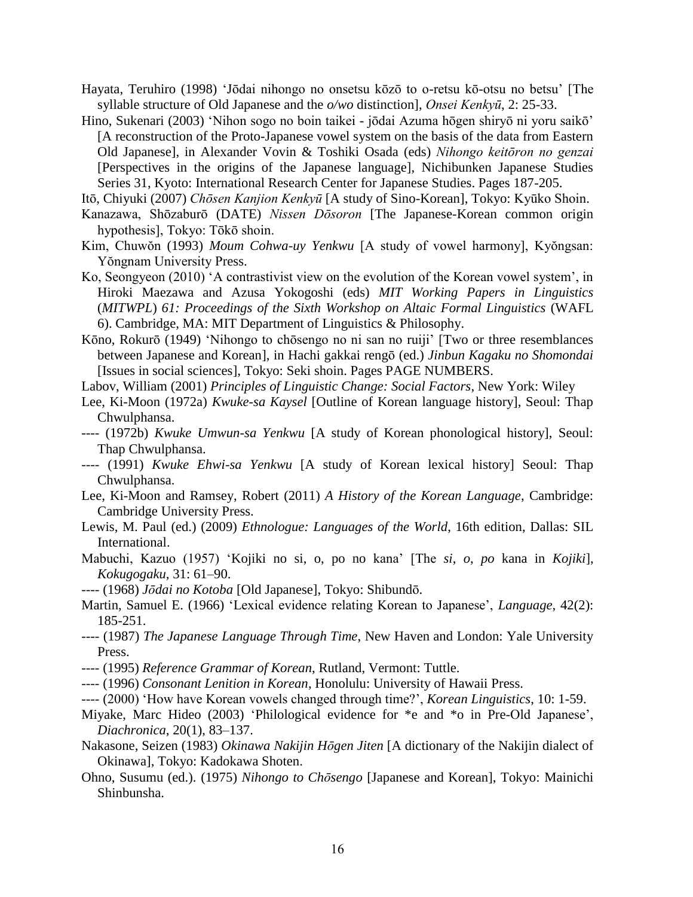Hayata, Teruhiro (1998) 'Jōdai nihongo no onsetsu kōzō to o-retsu kō-otsu no betsu' [The syllable structure of Old Japanese and the *o/wo* distinction], *Onsei Kenkyū*, 2: 25-33.

Hino, Sukenari (2003) 'Nihon sogo no boin taikei - jōdai Azuma hōgen shiryō ni yoru saikō' [A reconstruction of the Proto-Japanese vowel system on the basis of the data from Eastern Old Japanese], in Alexander Vovin & Toshiki Osada (eds) *Nihongo keitōron no genzai* [Perspectives in the origins of the Japanese language], Nichibunken Japanese Studies Series 31, Kyoto: International Research Center for Japanese Studies. Pages 187-205.

Itō, Chiyuki (2007) *Chōsen Kanjion Kenkyū* [A study of Sino-Korean], Tokyo: Kyūko Shoin.

Kanazawa, Shōzaburō (DATE) *Nissen Dōsoron* [The Japanese-Korean common origin hypothesis], Tokyo: Tōkō shoin.

Kim, Chuwŏn (1993) *Moum Cohwa-uy Yenkwu* [A study of vowel harmony], Kyŏngsan: Yŏngnam University Press.

Ko, Seongyeon (2010) 'A contrastivist view on the evolution of the Korean vowel system', in Hiroki Maezawa and Azusa Yokogoshi (eds) *MIT Working Papers in Linguistics* (*MITWPL*) *61: Proceedings of the Sixth Workshop on Altaic Formal Linguistics* (WAFL 6). Cambridge, MA: MIT Department of Linguistics & Philosophy.

Kōno, Rokurō (1949) 'Nihongo to chōsengo no ni san no ruiji' [Two or three resemblances between Japanese and Korean], in Hachi gakkai rengō (ed.) *Jinbun Kagaku no Shomondai* [Issues in social sciences], Tokyo: Seki shoin. Pages PAGE NUMBERS.

Labov, William (2001) *Principles of Linguistic Change: Social Factors*, New York: Wiley

Lee, Ki-Moon (1972a) *Kwuke-sa Kaysel* [Outline of Korean language history], Seoul: Thap Chwulphansa.

---- (1972b) *Kwuke Umwun-sa Yenkwu* [A study of Korean phonological history], Seoul: Thap Chwulphansa.

---- (1991) *Kwuke Ehwi-sa Yenkwu* [A study of Korean lexical history] Seoul: Thap Chwulphansa.

Lee, Ki-Moon and Ramsey, Robert (2011) *A History of the Korean Language*, Cambridge: Cambridge University Press.

Lewis, M. Paul (ed.) (2009) *Ethnologue: Languages of the World*, 16th edition, Dallas: SIL International.

Mabuchi, Kazuo (1957) 'Kojiki no si, o, po no kana' [The *si*, *o*, *po* kana in *Kojiki*], *Kokugogaku*, 31: 61–90.

---- (1968) *Jōdai no Kotoba* [Old Japanese], Tokyo: Shibundō.

Martin, Samuel E. (1966) 'Lexical evidence relating Korean to Japanese', *Language*, 42(2): 185-251.

---- (1987) *The Japanese Language Through Time*, New Haven and London: Yale University Press.

---- (1995) *Reference Grammar of Korean*, Rutland, Vermont: Tuttle.

---- (1996) *Consonant Lenition in Korean*, Honolulu: University of Hawaii Press.

---- (2000) 'How have Korean vowels changed through time?', *Korean Linguistics*, 10: 1-59.

Miyake, Marc Hideo (2003) 'Philological evidence for \*e and \*o in Pre-Old Japanese', *Diachronica*, 20(1), 83–137.

Nakasone, Seizen (1983) *Okinawa Nakijin Hōgen Jiten* [A dictionary of the Nakijin dialect of Okinawa], Tokyo: Kadokawa Shoten.

Ohno, Susumu (ed.). (1975) *Nihongo to Chōsengo* [Japanese and Korean], Tokyo: Mainichi Shinbunsha.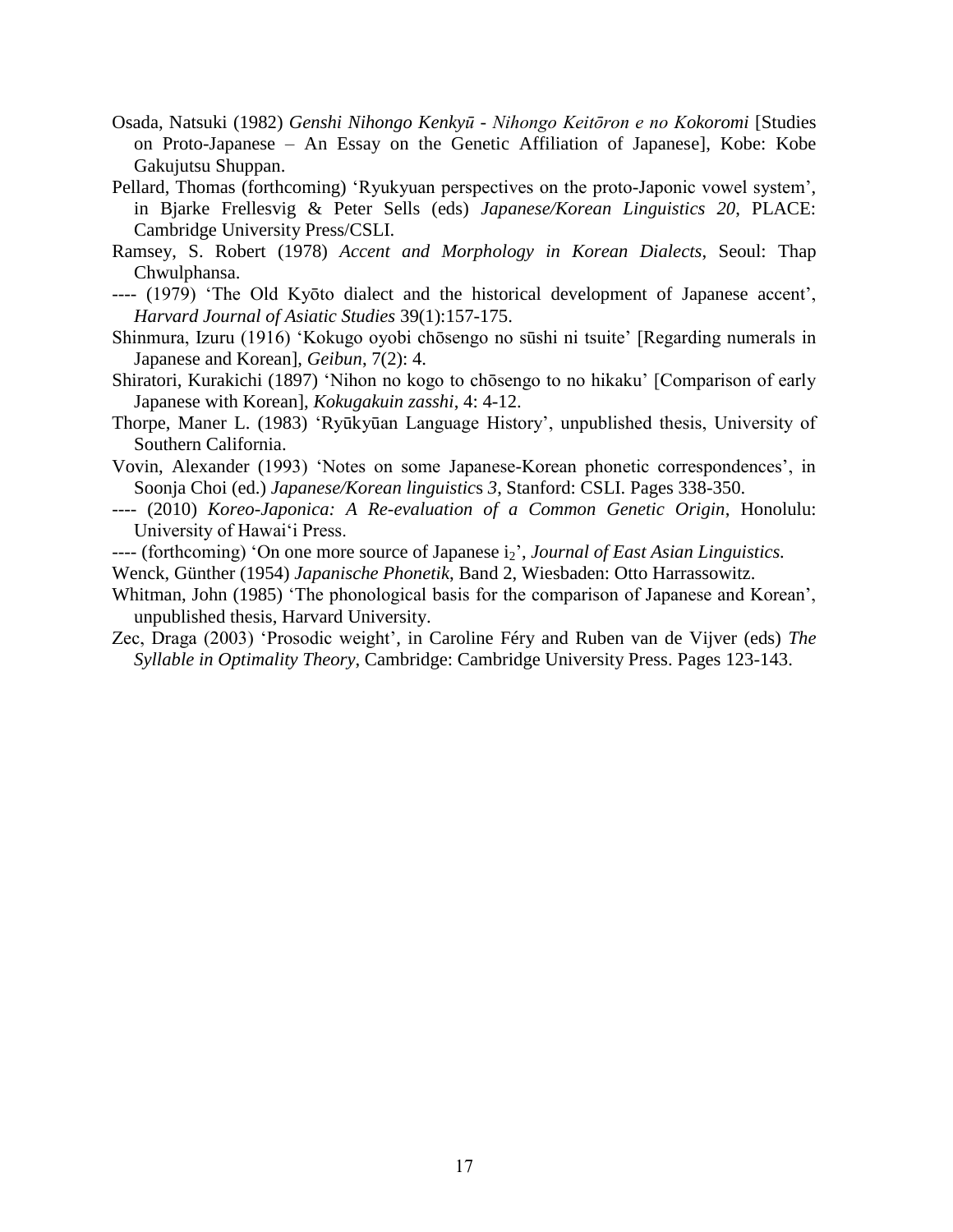Osada, Natsuki (1982) *Genshi Nihongo Kenkyū - Nihongo Keitōron e no Kokoromi* [Studies on Proto-Japanese – An Essay on the Genetic Affiliation of Japanese], Kobe: Kobe Gakujutsu Shuppan.

Pellard, Thomas (forthcoming) 'Ryukyuan perspectives on the proto-Japonic vowel system', in Bjarke Frellesvig & Peter Sells (eds) *Japanese/Korean Linguistics 20*, PLACE: Cambridge University Press/CSLI.

Ramsey, S. Robert (1978) *Accent and Morphology in Korean Dialects*, Seoul: Thap Chwulphansa.

---- (1979) 'The Old Kyōto dialect and the historical development of Japanese accent', *Harvard Journal of Asiatic Studies* 39(1):157-175.

Shinmura, Izuru (1916) 'Kokugo oyobi chōsengo no sūshi ni tsuite' [Regarding numerals in Japanese and Korean], *Geibun*, 7(2): 4.

Shiratori, Kurakichi (1897) 'Nihon no kogo to chōsengo to no hikaku' [Comparison of early Japanese with Korean], *Kokugakuin zasshi*, 4: 4-12.

Thorpe, Maner L. (1983) 'Ryūkyūan Language History', unpublished thesis, University of Southern California.

Vovin, Alexander (1993) 'Notes on some Japanese-Korean phonetic correspondences', in Soonja Choi (ed.) *Japanese/Korean linguistics 3*, Stanford: CSLI. Pages 338-350.

---- (2010) *Koreo-Japonica: A Re-evaluation of a Common Genetic Origin*, Honolulu: University of Hawaiʻi Press.

---- (forthcoming) 'On one more source of Japanese $i_2$', *Journal of East Asian Linguistics.*

Wenck, Günther (1954) *Japanische Phonetik*, Band 2, Wiesbaden: Otto Harrassowitz.

Whitman, John (1985) 'The phonological basis for the comparison of Japanese and Korean', unpublished thesis, Harvard University.

Zec, Draga (2003) 'Prosodic weight', in Caroline Féry and Ruben van de Vijver (eds) *The Syllable in Optimality Theory*, Cambridge: Cambridge University Press. Pages 123-143.